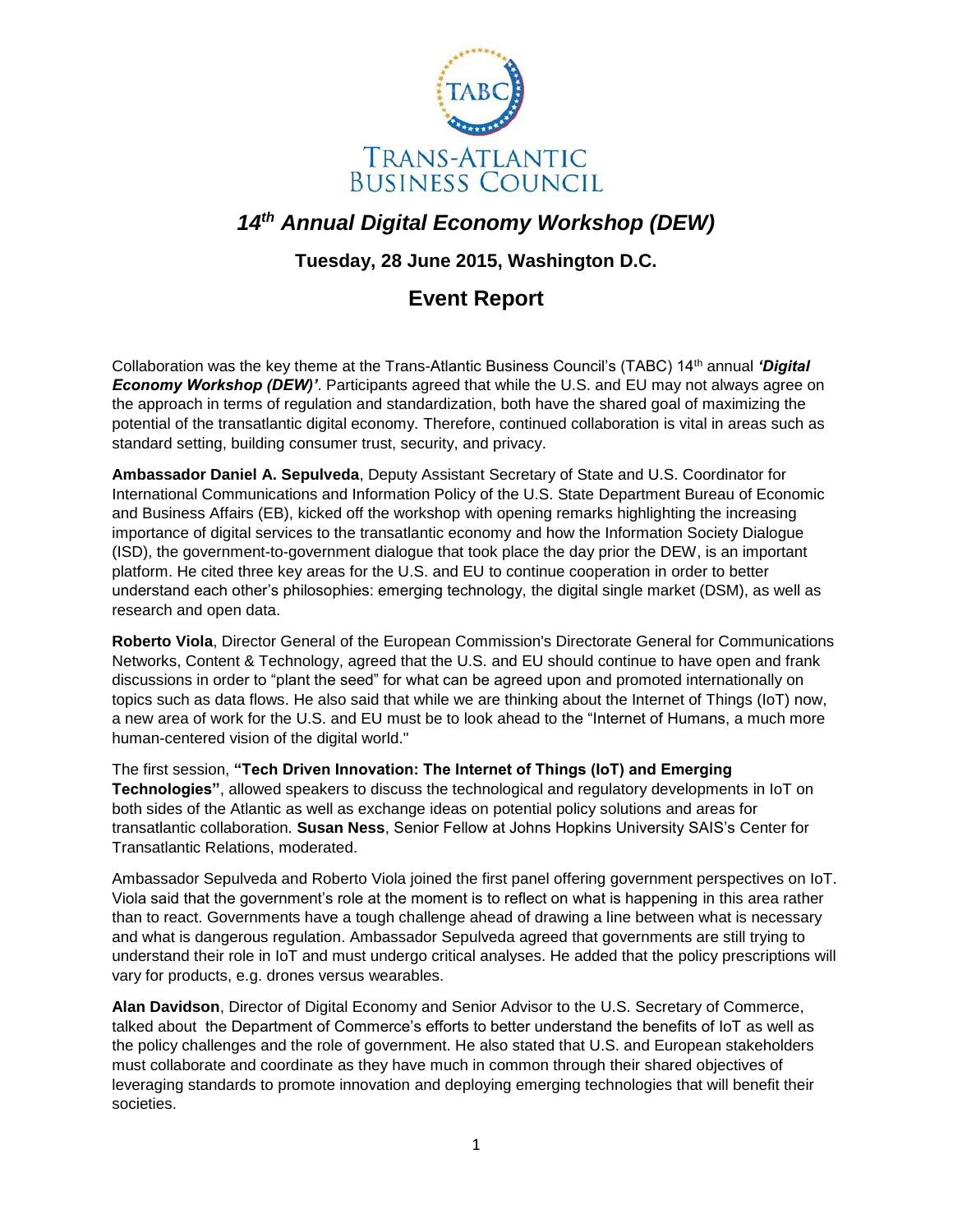TABC

TRANS-ATLANTIC BUSINESS COUNCIL

# *14th Annual Digital Economy Workshop (DEW)*

### Tuesday, 28 June 2015, Washington D.C.

## Event Report

Collaboration was the key theme at the Trans-Atlantic Business Council's (TABC) 14th annual ***'Digital Economy Workshop (DEW)'***. Participants agreed that while the U.S. and EU may not always agree on the approach in terms of regulation and standardization, both have the shared goal of maximizing the potential of the transatlantic digital economy. Therefore, continued collaboration is vital in areas such as standard setting, building consumer trust, security, and privacy.

**Ambassador Daniel A. Sepulveda**, Deputy Assistant Secretary of State and U.S. Coordinator for International Communications and Information Policy of the U.S. State Department Bureau of Economic and Business Affairs (EB), kicked off the workshop with opening remarks highlighting the increasing importance of digital services to the transatlantic economy and how the Information Society Dialogue (ISD), the government-to-government dialogue that took place the day prior the DEW, is an important platform. He cited three key areas for the U.S. and EU to continue cooperation in order to better understand each other's philosophies: emerging technology, the digital single market (DSM), as well as research and open data.

**Roberto Viola**, Director General of the European Commission's Directorate General for Communications Networks, Content & Technology, agreed that the U.S. and EU should continue to have open and frank discussions in order to "plant the seed" for what can be agreed upon and promoted internationally on topics such as data flows. He also said that while we are thinking about the Internet of Things (IoT) now, a new area of work for the U.S. and EU must be to look ahead to the "Internet of Humans, a much more human-centered vision of the digital world."

The first session, **"Tech Driven Innovation: The Internet of Things (IoT) and Emerging Technologies"**, allowed speakers to discuss the technological and regulatory developments in IoT on both sides of the Atlantic as well as exchange ideas on potential policy solutions and areas for transatlantic collaboration. **Susan Ness**, Senior Fellow at Johns Hopkins University SAIS's Center for Transatlantic Relations, moderated.

Ambassador Sepulveda and Roberto Viola joined the first panel offering government perspectives on IoT. Viola said that the government's role at the moment is to reflect on what is happening in this area rather than to react. Governments have a tough challenge ahead of drawing a line between what is necessary and what is dangerous regulation. Ambassador Sepulveda agreed that governments are still trying to understand their role in IoT and must undergo critical analyses. He added that the policy prescriptions will vary for products, e.g. drones versus wearables.

**Alan Davidson**, Director of Digital Economy and Senior Advisor to the U.S. Secretary of Commerce, talked about the Department of Commerce's efforts to better understand the benefits of IoT as well as the policy challenges and the role of government. He also stated that U.S. and European stakeholders must collaborate and coordinate as they have much in common through their shared objectives of leveraging standards to promote innovation and deploying emerging technologies that will benefit their societies.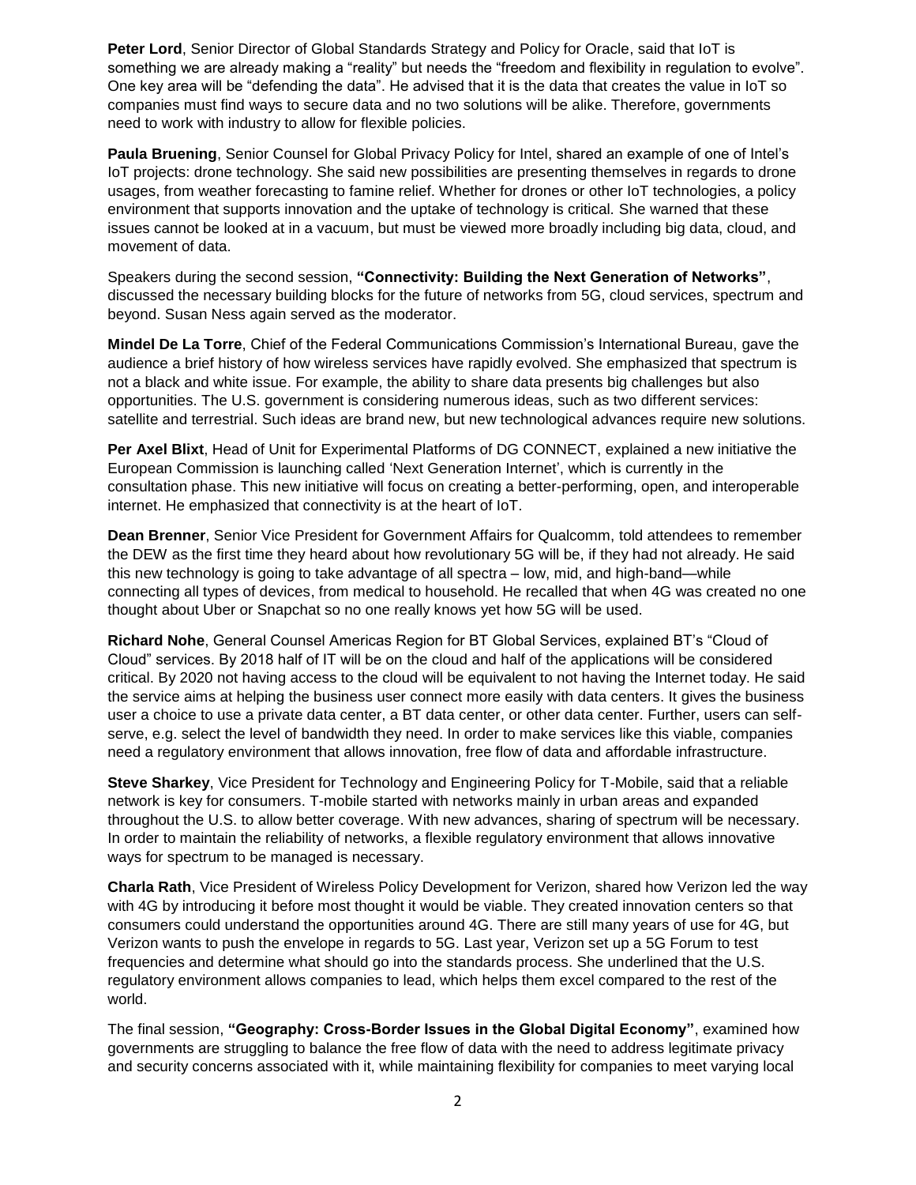**Peter Lord**, Senior Director of Global Standards Strategy and Policy for Oracle, said that IoT is something we are already making a "reality" but needs the "freedom and flexibility in regulation to evolve". One key area will be "defending the data". He advised that it is the data that creates the value in IoT so companies must find ways to secure data and no two solutions will be alike. Therefore, governments need to work with industry to allow for flexible policies.

**Paula Bruening**, Senior Counsel for Global Privacy Policy for Intel, shared an example of one of Intel's IoT projects: drone technology. She said new possibilities are presenting themselves in regards to drone usages, from weather forecasting to famine relief. Whether for drones or other IoT technologies, a policy environment that supports innovation and the uptake of technology is critical. She warned that these issues cannot be looked at in a vacuum, but must be viewed more broadly including big data, cloud, and movement of data.

Speakers during the second session, **"Connectivity: Building the Next Generation of Networks"**, discussed the necessary building blocks for the future of networks from 5G, cloud services, spectrum and beyond. Susan Ness again served as the moderator.

**Mindel De La Torre**, Chief of the Federal Communications Commission's International Bureau, gave the audience a brief history of how wireless services have rapidly evolved. She emphasized that spectrum is not a black and white issue. For example, the ability to share data presents big challenges but also opportunities. The U.S. government is considering numerous ideas, such as two different services: satellite and terrestrial. Such ideas are brand new, but new technological advances require new solutions.

**Per Axel Blixt**, Head of Unit for Experimental Platforms of DG CONNECT, explained a new initiative the European Commission is launching called 'Next Generation Internet', which is currently in the consultation phase. This new initiative will focus on creating a better-performing, open, and interoperable internet. He emphasized that connectivity is at the heart of IoT.

**Dean Brenner**, Senior Vice President for Government Affairs for Qualcomm, told attendees to remember the DEW as the first time they heard about how revolutionary 5G will be, if they had not already. He said this new technology is going to take advantage of all spectra – low, mid, and high-band—while connecting all types of devices, from medical to household. He recalled that when 4G was created no one thought about Uber or Snapchat so no one really knows yet how 5G will be used.

**Richard Nohe**, General Counsel Americas Region for BT Global Services, explained BT's "Cloud of Cloud" services. By 2018 half of IT will be on the cloud and half of the applications will be considered critical. By 2020 not having access to the cloud will be equivalent to not having the Internet today. He said the service aims at helping the business user connect more easily with data centers. It gives the business user a choice to use a private data center, a BT data center, or other data center. Further, users can self-serve, e.g. select the level of bandwidth they need. In order to make services like this viable, companies need a regulatory environment that allows innovation, free flow of data and affordable infrastructure.

**Steve Sharkey**, Vice President for Technology and Engineering Policy for T-Mobile, said that a reliable network is key for consumers. T-mobile started with networks mainly in urban areas and expanded throughout the U.S. to allow better coverage. With new advances, sharing of spectrum will be necessary. In order to maintain the reliability of networks, a flexible regulatory environment that allows innovative ways for spectrum to be managed is necessary.

**Charla Rath**, Vice President of Wireless Policy Development for Verizon, shared how Verizon led the way with 4G by introducing it before most thought it would be viable. They created innovation centers so that consumers could understand the opportunities around 4G. There are still many years of use for 4G, but Verizon wants to push the envelope in regards to 5G. Last year, Verizon set up a 5G Forum to test frequencies and determine what should go into the standards process. She underlined that the U.S. regulatory environment allows companies to lead, which helps them excel compared to the rest of the world.

The final session, **"Geography: Cross-Border Issues in the Global Digital Economy"**, examined how governments are struggling to balance the free flow of data with the need to address legitimate privacy and security concerns associated with it, while maintaining flexibility for companies to meet varying local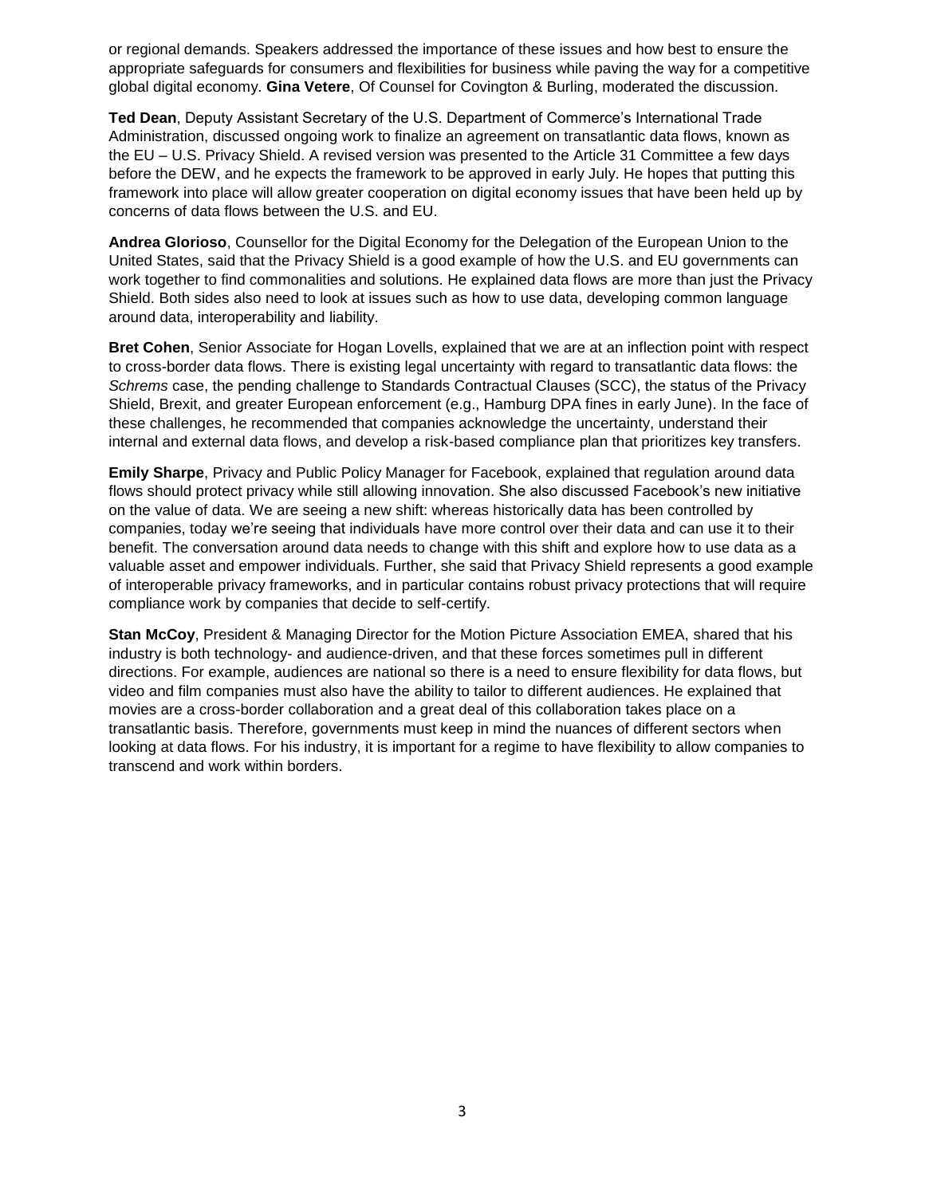or regional demands. Speakers addressed the importance of these issues and how best to ensure the appropriate safeguards for consumers and flexibilities for business while paving the way for a competitive global digital economy. **Gina Vetere**, Of Counsel for Covington & Burling, moderated the discussion.

**Ted Dean**, Deputy Assistant Secretary of the U.S. Department of Commerce's International Trade Administration, discussed ongoing work to finalize an agreement on transatlantic data flows, known as the EU – U.S. Privacy Shield. A revised version was presented to the Article 31 Committee a few days before the DEW, and he expects the framework to be approved in early July. He hopes that putting this framework into place will allow greater cooperation on digital economy issues that have been held up by concerns of data flows between the U.S. and EU.

**Andrea Glorioso**, Counsellor for the Digital Economy for the Delegation of the European Union to the United States, said that the Privacy Shield is a good example of how the U.S. and EU governments can work together to find commonalities and solutions. He explained data flows are more than just the Privacy Shield. Both sides also need to look at issues such as how to use data, developing common language around data, interoperability and liability.

**Bret Cohen**, Senior Associate for Hogan Lovells, explained that we are at an inflection point with respect to cross-border data flows. There is existing legal uncertainty with regard to transatlantic data flows: the *Schrems* case, the pending challenge to Standards Contractual Clauses (SCC), the status of the Privacy Shield, Brexit, and greater European enforcement (e.g., Hamburg DPA fines in early June). In the face of these challenges, he recommended that companies acknowledge the uncertainty, understand their internal and external data flows, and develop a risk-based compliance plan that prioritizes key transfers.

**Emily Sharpe**, Privacy and Public Policy Manager for Facebook, explained that regulation around data flows should protect privacy while still allowing innovation. She also discussed Facebook's new initiative on the value of data. We are seeing a new shift: whereas historically data has been controlled by companies, today we're seeing that individuals have more control over their data and can use it to their benefit. The conversation around data needs to change with this shift and explore how to use data as a valuable asset and empower individuals. Further, she said that Privacy Shield represents a good example of interoperable privacy frameworks, and in particular contains robust privacy protections that will require compliance work by companies that decide to self-certify.

**Stan McCoy**, President & Managing Director for the Motion Picture Association EMEA, shared that his industry is both technology- and audience-driven, and that these forces sometimes pull in different directions. For example, audiences are national so there is a need to ensure flexibility for data flows, but video and film companies must also have the ability to tailor to different audiences. He explained that movies are a cross-border collaboration and a great deal of this collaboration takes place on a transatlantic basis. Therefore, governments must keep in mind the nuances of different sectors when looking at data flows. For his industry, it is important for a regime to have flexibility to allow companies to transcend and work within borders.